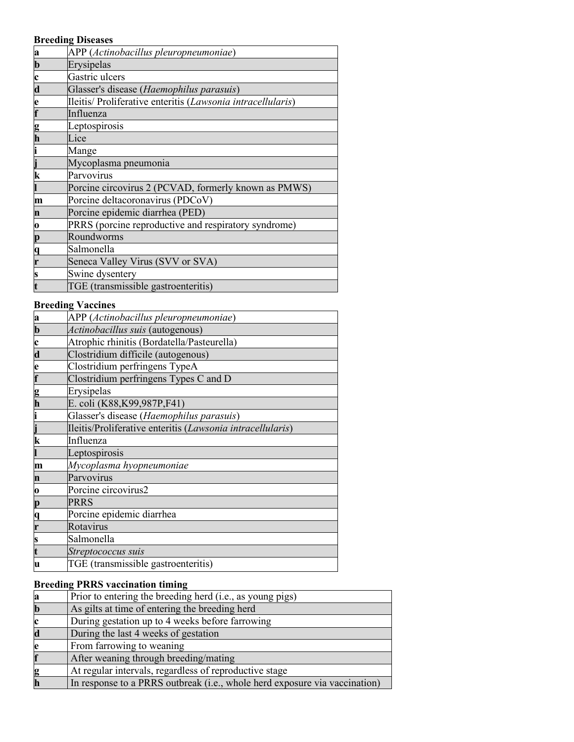### Breeding Diseases

| | |
|---|---|
| **a** | APP (*Actinobacillus pleuropneumoniae*) |
| **b** | Erysipelas |
| **c** | Gastric ulcers |
| **d** | Glasser's disease (*Haemophilus parasuis*) |
| **e** | Ileitis/ Proliferative enteritis (*Lawsonia intracellularis*) |
| **f** | Influenza |
| **g** | Leptospirosis |
| **h** | Lice |
| **i** | Mange |
| **j** | Mycoplasma pneumonia |
| **k** | Parvovirus |
| **l** | Porcine circovirus 2 (PCVAD, formerly known as PMWS) |
| **m** | Porcine deltacoronavirus (PDCoV) |
| **n** | Porcine epidemic diarrhea (PED) |
| **o** | PRRS (porcine reproductive and respiratory syndrome) |
| **p** | Roundworms |
| **q** | Salmonella |
| **r** | Seneca Valley Virus (SVV or SVA) |
| **s** | Swine dysentery |
| **t** | TGE (transmissible gastroenteritis) |

### Breeding Vaccines

| | |
|---|---|
| **a** | APP (*Actinobacillus pleuropneumoniae*) |
| **b** | *Actinobacillus suis* (autogenous) |
| **c** | Atrophic rhinitis (Bordatella/Pasteurella) |
| **d** | Clostridium difficile (autogenous) |
| **e** | Clostridium perfringens TypeA |
| **f** | Clostridium perfringens Types C and D |
| **g** | Erysipelas |
| **h** | E. coli (K88,K99,987P,F41) |
| **i** | Glasser's disease (*Haemophilus parasuis*) |
| **j** | Ileitis/Proliferative enteritis (*Lawsonia intracellularis*) |
| **k** | Influenza |
| **l** | Leptospirosis |
| **m** | *Mycoplasma hyopneumoniae* |
| **n** | Parvovirus |
| **o** | Porcine circovirus2 |
| **p** | PRRS |
| **q** | Porcine epidemic diarrhea |
| **r** | Rotavirus |
| **s** | Salmonella |
| **t** | *Streptococcus suis* |
| **u** | TGE (transmissible gastroenteritis) |

### Breeding PRRS vaccination timing

| | |
|---|---|
| **a** | Prior to entering the breeding herd (i.e., as young pigs) |
| **b** | As gilts at time of entering the breeding herd |
| **c** | During gestation up to 4 weeks before farrowing |
| **d** | During the last 4 weeks of gestation |
| **e** | From farrowing to weaning |
| **f** | After weaning through breeding/mating |
| **g** | At regular intervals, regardless of reproductive stage |
| **h** | In response to a PRRS outbreak (i.e., whole herd exposure via vaccination) |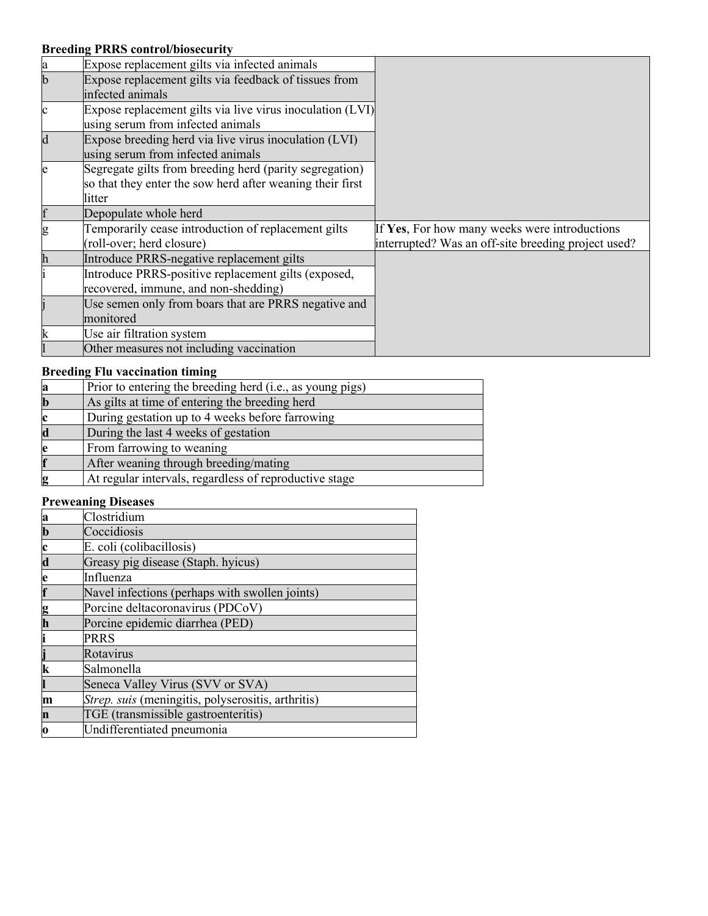### Breeding PRRS control/biosecurity

| | | |
|---|---|---|
| a | Expose replacement gilts via infected animals | |
| b | Expose replacement gilts via feedback of tissues from infected animals | |
| c | Expose replacement gilts via live virus inoculation (LVI) using serum from infected animals | |
| d | Expose breeding herd via live virus inoculation (LVI) using serum from infected animals | |
| e | Segregate gilts from breeding herd (parity segregation) so that they enter the sow herd after weaning their first litter | |
| f | Depopulate whole herd | |
| g | Temporarily cease introduction of replacement gilts (roll-over; herd closure) | If **Yes**, For how many weeks were introductions interrupted? Was an off-site breeding project used? |
| h | Introduce PRRS-negative replacement gilts | |
| i | Introduce PRRS-positive replacement gilts (exposed, recovered, immune, and non-shedding) | |
| j | Use semen only from boars that are PRRS negative and monitored | |
| k | Use air filtration system | |
| l | Other measures not including vaccination | |

### Breeding Flu vaccination timing

| | |
|---|---|
| **a** | Prior to entering the breeding herd (i.e., as young pigs) |
| **b** | As gilts at time of entering the breeding herd |
| **c** | During gestation up to 4 weeks before farrowing |
| **d** | During the last 4 weeks of gestation |
| **e** | From farrowing to weaning |
| **f** | After weaning through breeding/mating |
| **g** | At regular intervals, regardless of reproductive stage |

### Preweaning Diseases

| | |
|---|---|
| **a** | Clostridium |
| **b** | Coccidiosis |
| **c** | E. coli (colibacillosis) |
| **d** | Greasy pig disease (Staph. hyicus) |
| **e** | Influenza |
| **f** | Navel infections (perhaps with swollen joints) |
| **g** | Porcine deltacoronavirus (PDCoV) |
| **h** | Porcine epidemic diarrhea (PED) |
| **i** | PRRS |
| **j** | Rotavirus |
| **k** | Salmonella |
| **l** | Seneca Valley Virus (SVV or SVA) |
| **m** | *Strep. suis* (meningitis, polyserositis, arthritis) |
| **n** | TGE (transmissible gastroenteritis) |
| **o** | Undifferentiated pneumonia |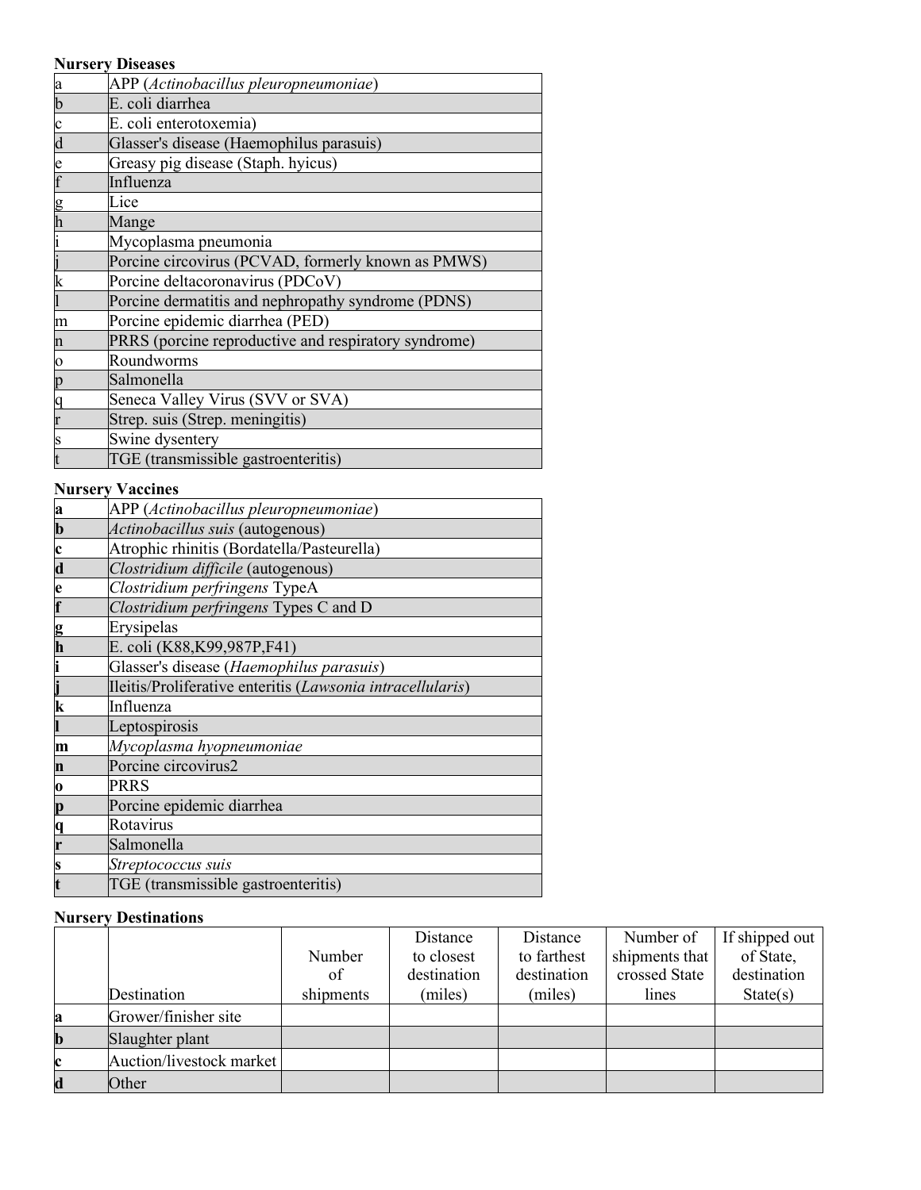### Nursery Diseases

| | |
|---|---|
| a | APP (*Actinobacillus pleuropneumoniae*) |
| b | E. coli diarrhea |
| c | E. coli enterotoxemia) |
| d | Glasser's disease (Haemophilus parasuis) |
| e | Greasy pig disease (Staph. hyicus) |
| f | Influenza |
| g | Lice |
| h | Mange |
| i | Mycoplasma pneumonia |
| j | Porcine circovirus (PCVAD, formerly known as PMWS) |
| k | Porcine deltacoronavirus (PDCoV) |
| l | Porcine dermatitis and nephropathy syndrome (PDNS) |
| m | Porcine epidemic diarrhea (PED) |
| n | PRRS (porcine reproductive and respiratory syndrome) |
| o | Roundworms |
| p | Salmonella |
| q | Seneca Valley Virus (SVV or SVA) |
| r | Strep. suis (Strep. meningitis) |
| s | Swine dysentery |
| t | TGE (transmissible gastroenteritis) |

### Nursery Vaccines

| | |
|---|---|
| **a** | APP (*Actinobacillus pleuropneumoniae*) |
| **b** | *Actinobacillus suis* (autogenous) |
| **c** | Atrophic rhinitis (Bordatella/Pasteurella) |
| **d** | *Clostridium difficile* (autogenous) |
| **e** | *Clostridium perfringens* TypeA |
| **f** | *Clostridium perfringens* Types C and D |
| **g** | Erysipelas |
| **h** | E. coli (K88,K99,987P,F41) |
| **i** | Glasser's disease (*Haemophilus parasuis*) |
| **j** | Ileitis/Proliferative enteritis (*Lawsonia intracellularis*) |
| **k** | Influenza |
| **l** | Leptospirosis |
| **m** | *Mycoplasma hyopneumoniae* |
| **n** | Porcine circovirus2 |
| **o** | PRRS |
| **p** | Porcine epidemic diarrhea |
| **q** | Rotavirus |
| **r** | Salmonella |
| **s** | *Streptococcus suis* |
| **t** | TGE (transmissible gastroenteritis) |

### Nursery Destinations

| | Destination | Number of shipments | Distance to closest destination (miles) | Distance to farthest destination (miles) | Number of shipments that crossed State lines | If shipped out of State, destination State(s) |
|---|---|---|---|---|---|---|
| **a** | Grower/finisher site | | | | | |
| **b** | Slaughter plant | | | | | |
| **c** | Auction/livestock market | | | | | |
| **d** | Other | | | | | |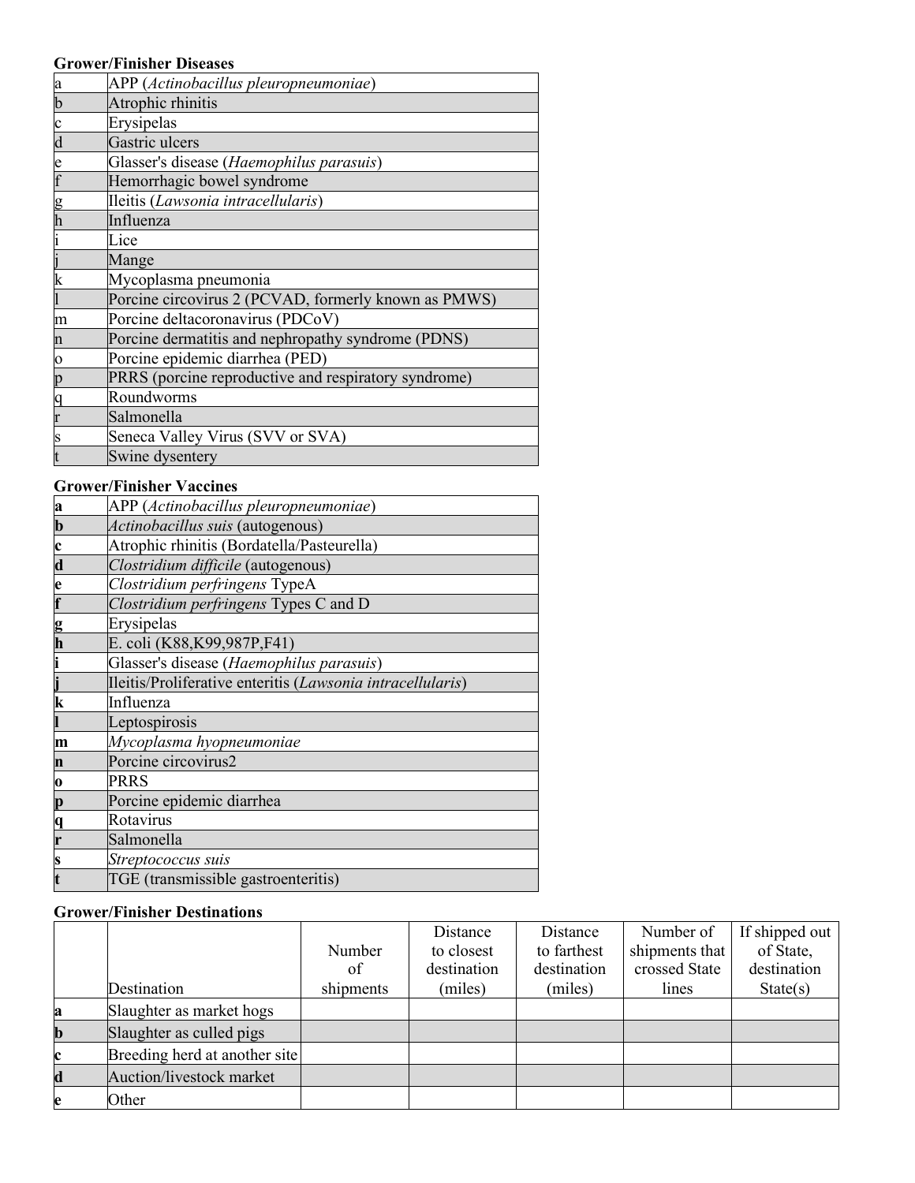### Grower/Finisher Diseases

| | |
|---|---|
| a | APP (*Actinobacillus pleuropneumoniae*) |
| b | Atrophic rhinitis |
| c | Erysipelas |
| d | Gastric ulcers |
| e | Glasser's disease (*Haemophilus parasuis*) |
| f | Hemorrhagic bowel syndrome |
| g | Ileitis (*Lawsonia intracellularis*) |
| h | Influenza |
| i | Lice |
| j | Mange |
| k | Mycoplasma pneumonia |
| l | Porcine circovirus 2 (PCVAD, formerly known as PMWS) |
| m | Porcine deltacoronavirus (PDCoV) |
| n | Porcine dermatitis and nephropathy syndrome (PDNS) |
| o | Porcine epidemic diarrhea (PED) |
| p | PRRS (porcine reproductive and respiratory syndrome) |
| q | Roundworms |
| r | Salmonella |
| s | Seneca Valley Virus (SVV or SVA) |
| t | Swine dysentery |

### Grower/Finisher Vaccines

| | |
|---|---|
| **a** | APP (*Actinobacillus pleuropneumoniae*) |
| **b** | *Actinobacillus suis* (autogenous) |
| **c** | Atrophic rhinitis (Bordatella/Pasteurella) |
| **d** | *Clostridium difficile* (autogenous) |
| **e** | *Clostridium perfringens* TypeA |
| **f** | *Clostridium perfringens* Types C and D |
| **g** | Erysipelas |
| **h** | E. coli (K88,K99,987P,F41) |
| **i** | Glasser's disease (*Haemophilus parasuis*) |
| **j** | Ileitis/Proliferative enteritis (*Lawsonia intracellularis*) |
| **k** | Influenza |
| **l** | Leptospirosis |
| **m** | *Mycoplasma hyopneumoniae* |
| **n** | Porcine circovirus2 |
| **o** | PRRS |
| **p** | Porcine epidemic diarrhea |
| **q** | Rotavirus |
| **r** | Salmonella |
| **s** | *Streptococcus suis* |
| **t** | TGE (transmissible gastroenteritis) |

### Grower/Finisher Destinations

| | Destination | Number of shipments | Distance to closest destination (miles) | Distance to farthest destination (miles) | Number of shipments that crossed State lines | If shipped out of State, destination State(s) |
|---|---|---|---|---|---|---|
| **a** | Slaughter as market hogs | | | | | |
| **b** | Slaughter as culled pigs | | | | | |
| **c** | Breeding herd at another site | | | | | |
| **d** | Auction/livestock market | | | | | |
| **e** | Other | | | | | |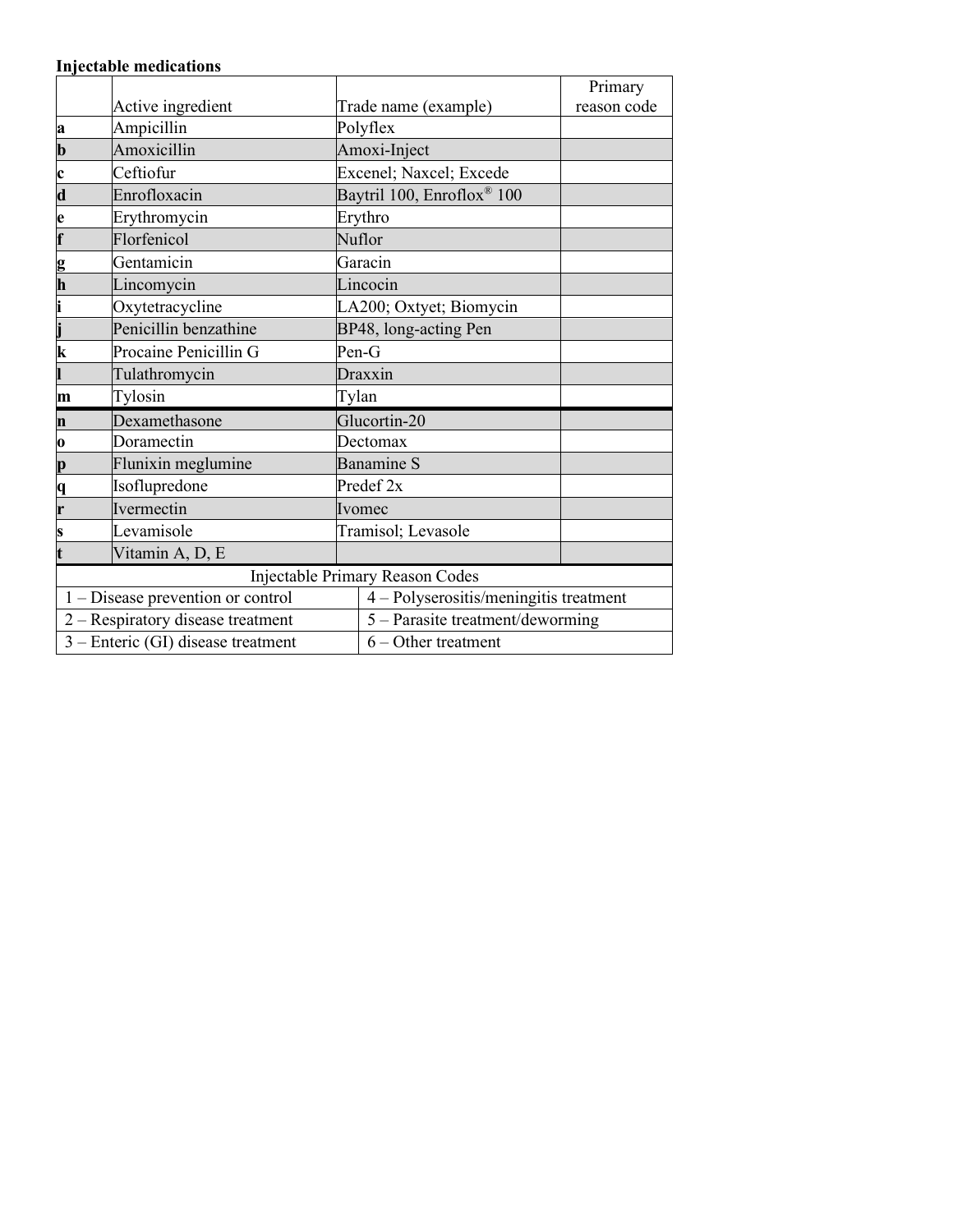**Injectable medications**

| | Active ingredient | Trade name (example) | Primary reason code |
|---|---|---|---|
| **a** | Ampicillin | Polyflex | |
| **b** | Amoxicillin | Amoxi-Inject | |
| **c** | Ceftiofur | Excenel; Naxcel; Excede | |
| **d** | Enrofloxacin | Baytril 100, Enroflox® 100 | |
| **e** | Erythromycin | Erythro | |
| **f** | Florfenicol | Nuflor | |
| **g** | Gentamicin | Garacin | |
| **h** | Lincomycin | Lincocin | |
| **i** | Oxytetracycline | LA200; Oxtyet; Biomycin | |
| **j** | Penicillin benzathine | BP48, long-acting Pen | |
| **k** | Procaine Penicillin G | Pen-G | |
| **l** | Tulathromycin | Draxxin | |
| **m** | Tylosin | Tylan | |
| **n** | Dexamethasone | Glucortin-20 | |
| **o** | Doramectin | Dectomax | |
| **p** | Flunixin meglumine | Banamine S | |
| **q** | Isoflupredone | Predef 2x | |
| **r** | Ivermectin | Ivomec | |
| **s** | Levamisole | Tramisol; Levasole | |
| **t** | Vitamin A, D, E | | |

| Injectable Primary Reason Codes | |
|---|---|
| 1 – Disease prevention or control | 4 – Polyserositis/meningitis treatment |
| 2 – Respiratory disease treatment | 5 – Parasite treatment/deworming |
| 3 – Enteric (GI) disease treatment | 6 – Other treatment |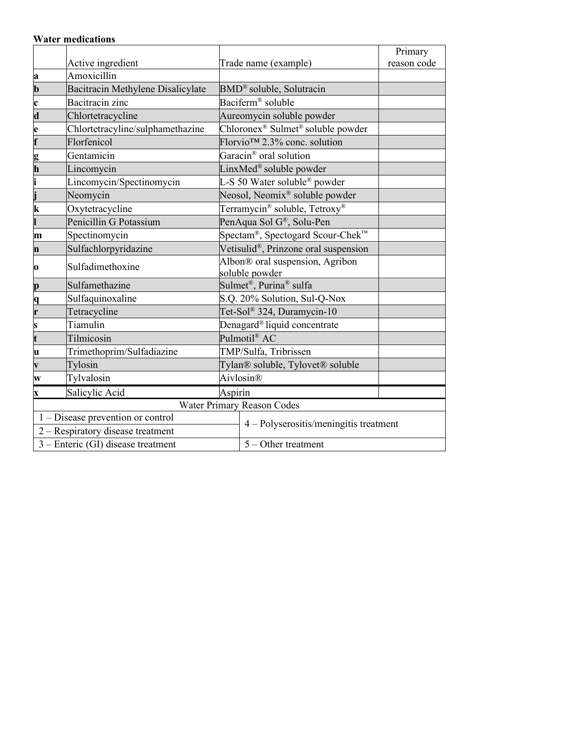**Water medications**

| | Active ingredient | Trade name (example) | Primary reason code |
|---|---|---|---|
| **a** | Amoxicillin | | |
| **b** | Bacitracin Methylene Disalicylate | BMD® soluble, Solutracin | |
| **c** | Bacitracin zinc | Baciferm® soluble | |
| **d** | Chlortetracycline | Aureomycin soluble powder | |
| **e** | Chlortetracyline/sulphamethazine | Chloronex® Sulmet® soluble powder | |
| **f** | Florfenicol | Florvio™ 2.3% conc. solution | |
| **g** | Gentamicin | Garacin® oral solution | |
| **h** | Lincomycin | LinxMed® soluble powder | |
| **i** | Lincomycin/Spectinomycin | L-S 50 Water soluble® powder | |
| **j** | Neomycin | Neosol, Neomix® soluble powder | |
| **k** | Oxytetracycline | Terramycin® soluble, Tetroxy® | |
| **l** | Penicillin G Potassium | PenAqua Sol G®, Solu-Pen | |
| **m** | Spectinomycin | Spectam®, Spectogard Scour-Chek™ | |
| **n** | Sulfachlorpyridazine | Vetisulid®, Prinzone oral suspension | |
| **o** | Sulfadimethoxine | Albon® oral suspension, Agribon soluble powder | |
| **p** | Sulfamethazine | Sulmet®, Purina® sulfa | |
| **q** | Sulfaquinoxaline | S.Q. 20% Solution, Sul-Q-Nox | |
| **r** | Tetracycline | Tet-Sol® 324, Duramycin-10 | |
| **s** | Tiamulin | Denagard® liquid concentrate | |
| **t** | Tilmicosin | Pulmotil® AC | |
| **u** | Trimethoprim/Sulfadiazine | TMP/Sulfa, Tribrissen | |
| **v** | Tylosin | Tylan® soluble, Tylovet® soluble | |
| **w** | Tylvalosin | Aivlosin® | |
| **x** | Salicylic Acid | Aspirin | |

| Water Primary Reason Codes | |
|---|---|
| 1 – Disease prevention or control | 4 – Polyserositis/meningitis treatment |
| 2 – Respiratory disease treatment | |
| 3 – Enteric (GI) disease treatment | 5 – Other treatment |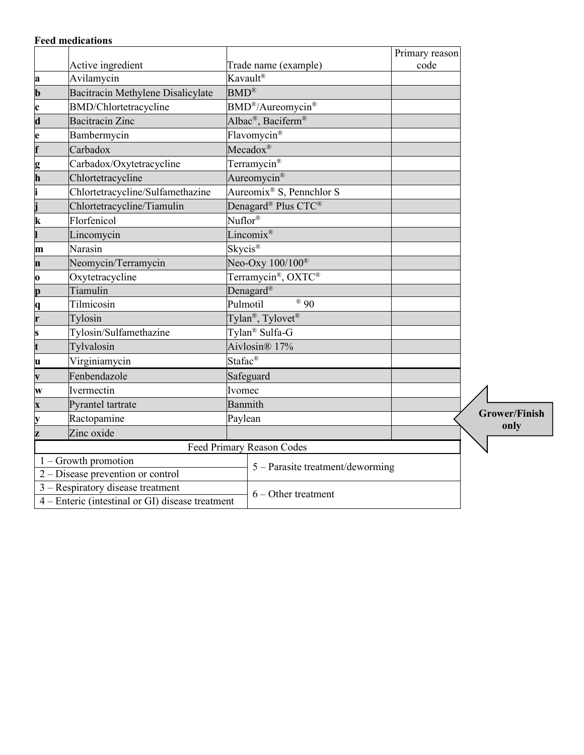**Feed medications**

| | Active ingredient | Trade name (example) | Primary reason code |
|---|---|---|---|
| **a** | Avilamycin | Kavault® | |
| **b** | Bacitracin Methylene Disalicylate | BMD® | |
| **c** | BMD/Chlortetracycline | BMD®/Aureomycin® | |
| **d** | Bacitracin Zinc | Albac®, Baciferm® | |
| **e** | Bambermycin | Flavomycin® | |
| **f** | Carbadox | Mecadox® | |
| **g** | Carbadox/Oxytetracycline | Terramycin® | |
| **h** | Chlortetracycline | Aureomycin® | |
| **i** | Chlortetracycline/Sulfamethazine | Aureomix® S, Pennchlor S | |
| **j** | Chlortetracycline/Tiamulin | Denagard® Plus CTC® | |
| **k** | Florfenicol | Nuflor® | |
| **l** | Lincomycin | Lincomix® | |
| **m** | Narasin | Skycis® | |
| **n** | Neomycin/Terramycin | Neo-Oxy 100/100® | |
| **o** | Oxytetracycline | Terramycin®, OXTC® | |
| **p** | Tiamulin | Denagard® | |
| **q** | Tilmicosin | Pulmotil ® 90 | |
| **r** | Tylosin | Tylan®, Tylovet® | |
| **s** | Tylosin/Sulfamethazine | Tylan® Sulfa-G | |
| **t** | Tylvalosin | Aivlosin® 17% | |
| **u** | Virginiamycin | Stafac® | |
| **v** | Fenbendazole | Safeguard | |
| **w** | Ivermectin | Ivomec | |
| **x** | Pyrantel tartrate | Banmith | |
| **y** | Ractopamine | Paylean | |
| **z** | Zinc oxide | | |

**Grower/Finish only** (applies to y – Ractopamine)

| Feed Primary Reason Codes | |
|---|---|
| 1 – Growth promotion | 5 – Parasite treatment/deworming |
| 2 – Disease prevention or control | |
| 3 – Respiratory disease treatment | 6 – Other treatment |
| 4 – Enteric (intestinal or GI) disease treatment | |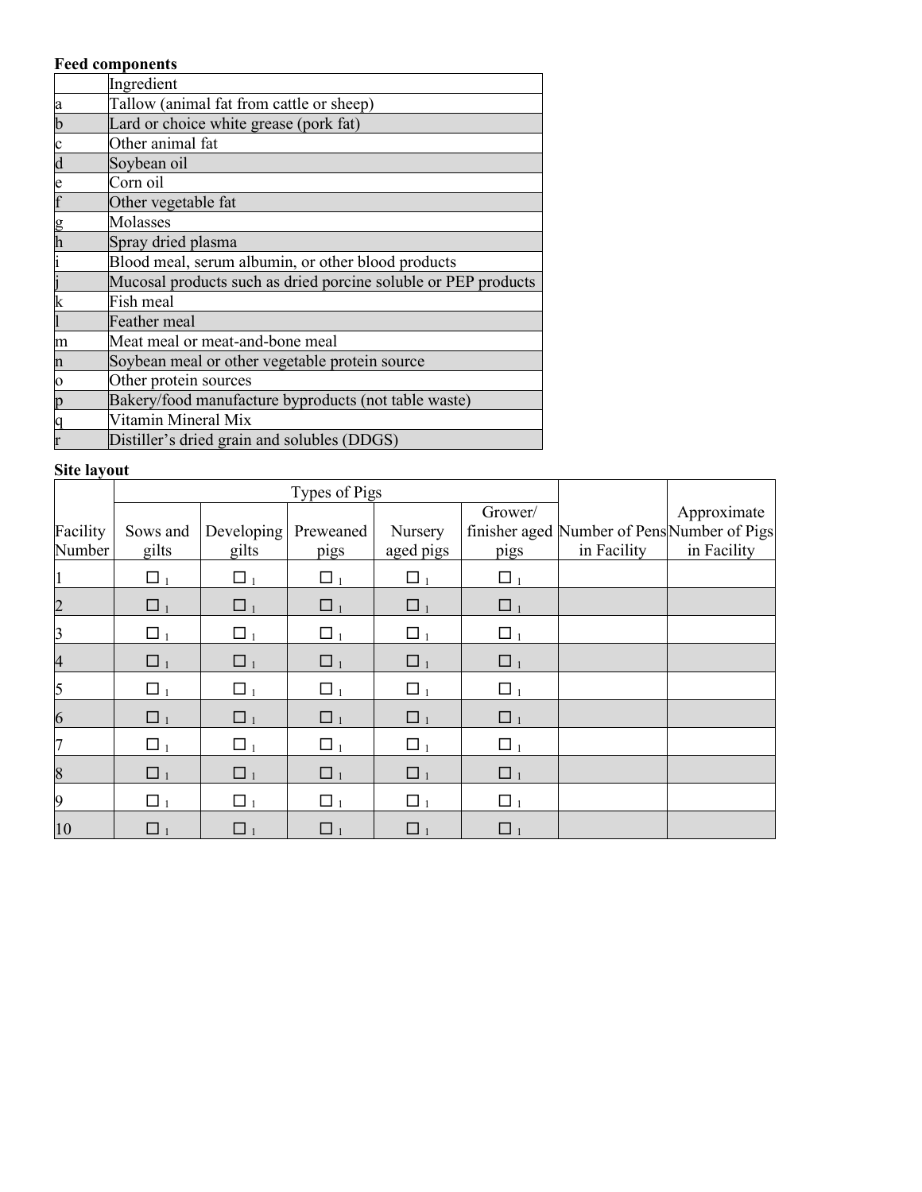**Feed components**

| | Ingredient |
|---|---|
| a | Tallow (animal fat from cattle or sheep) |
| b | Lard or choice white grease (pork fat) |
| c | Other animal fat |
| d | Soybean oil |
| e | Corn oil |
| f | Other vegetable fat |
| g | Molasses |
| h | Spray dried plasma |
| i | Blood meal, serum albumin, or other blood products |
| j | Mucosal products such as dried porcine soluble or PEP products |
| k | Fish meal |
| l | Feather meal |
| m | Meat meal or meat-and-bone meal |
| n | Soybean meal or other vegetable protein source |
| o | Other protein sources |
| p | Bakery/food manufacture byproducts (not table waste) |
| q | Vitamin Mineral Mix |
| r | Distiller's dried grain and solubles (DDGS) |

**Site layout**

| | Types of Pigs | | | | | | |
|---|---|---|---|---|---|---|---|
| Facility Number | Sows and gilts | Developing gilts | Preweaned pigs | Nursery aged pigs | Grower/ finisher aged pigs | Number of Pens in Facility | Approximate Number of Pigs in Facility |
| 1 | ☐ 1 | ☐ 1 | ☐ 1 | ☐ 1 | ☐ 1 | | |
| 2 | ☐ 1 | ☐ 1 | ☐ 1 | ☐ 1 | ☐ 1 | | |
| 3 | ☐ 1 | ☐ 1 | ☐ 1 | ☐ 1 | ☐ 1 | | |
| 4 | ☐ 1 | ☐ 1 | ☐ 1 | ☐ 1 | ☐ 1 | | |
| 5 | ☐ 1 | ☐ 1 | ☐ 1 | ☐ 1 | ☐ 1 | | |
| 6 | ☐ 1 | ☐ 1 | ☐ 1 | ☐ 1 | ☐ 1 | | |
| 7 | ☐ 1 | ☐ 1 | ☐ 1 | ☐ 1 | ☐ 1 | | |
| 8 | ☐ 1 | ☐ 1 | ☐ 1 | ☐ 1 | ☐ 1 | | |
| 9 | ☐ 1 | ☐ 1 | ☐ 1 | ☐ 1 | ☐ 1 | | |
| 10 | ☐ 1 | ☐ 1 | ☐ 1 | ☐ 1 | ☐ 1 | | |